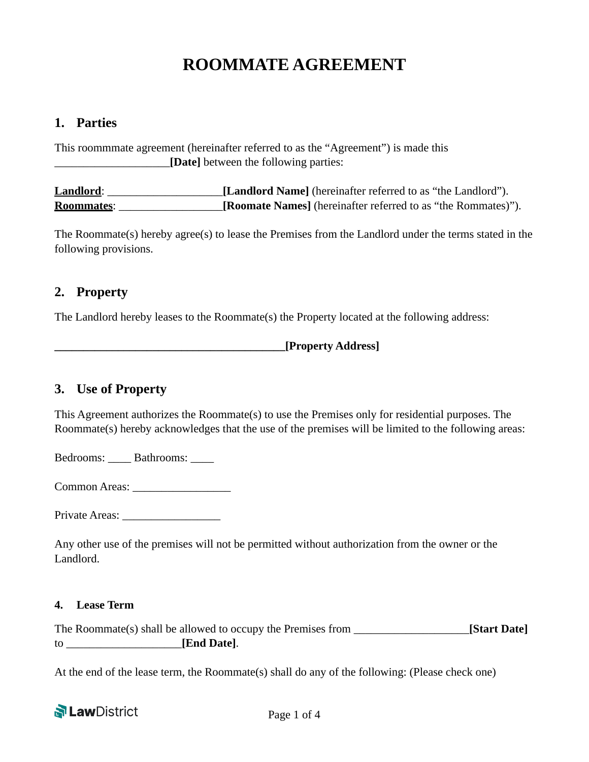# ROOMMATE AGREEMENT

## 1. Parties

This roommmate agreement (hereinafter referred to as the "Agreement") is made this ____________________**[Date]** between the following parties:

**Landlord**: ____________________**[Landlord Name]** (hereinafter referred to as "the Landlord").
**Roommates**: __________________**[Roomate Names]** (hereinafter referred to as "the Rommates)").

The Roommate(s) hereby agree(s) to lease the Premises from the Landlord under the terms stated in the following provisions.

## 2. Property

The Landlord hereby leases to the Roommate(s) the Property located at the following address:

**_________________________________________[Property Address]**

## 3. Use of Property

This Agreement authorizes the Roommate(s) to use the Premises only for residential purposes. The Roommate(s) hereby acknowledges that the use of the premises will be limited to the following areas:

Bedrooms: ____ Bathrooms: ____

Common Areas: _________________

Private Areas: _________________

Any other use of the premises will not be permitted without authorization from the owner or the Landlord.

### 4. Lease Term

The Roommate(s) shall be allowed to occupy the Premises from ____________________**[Start Date]** to ____________________**[End Date]**.

At the end of the lease term, the Roommate(s) shall do any of the following: (Please check one)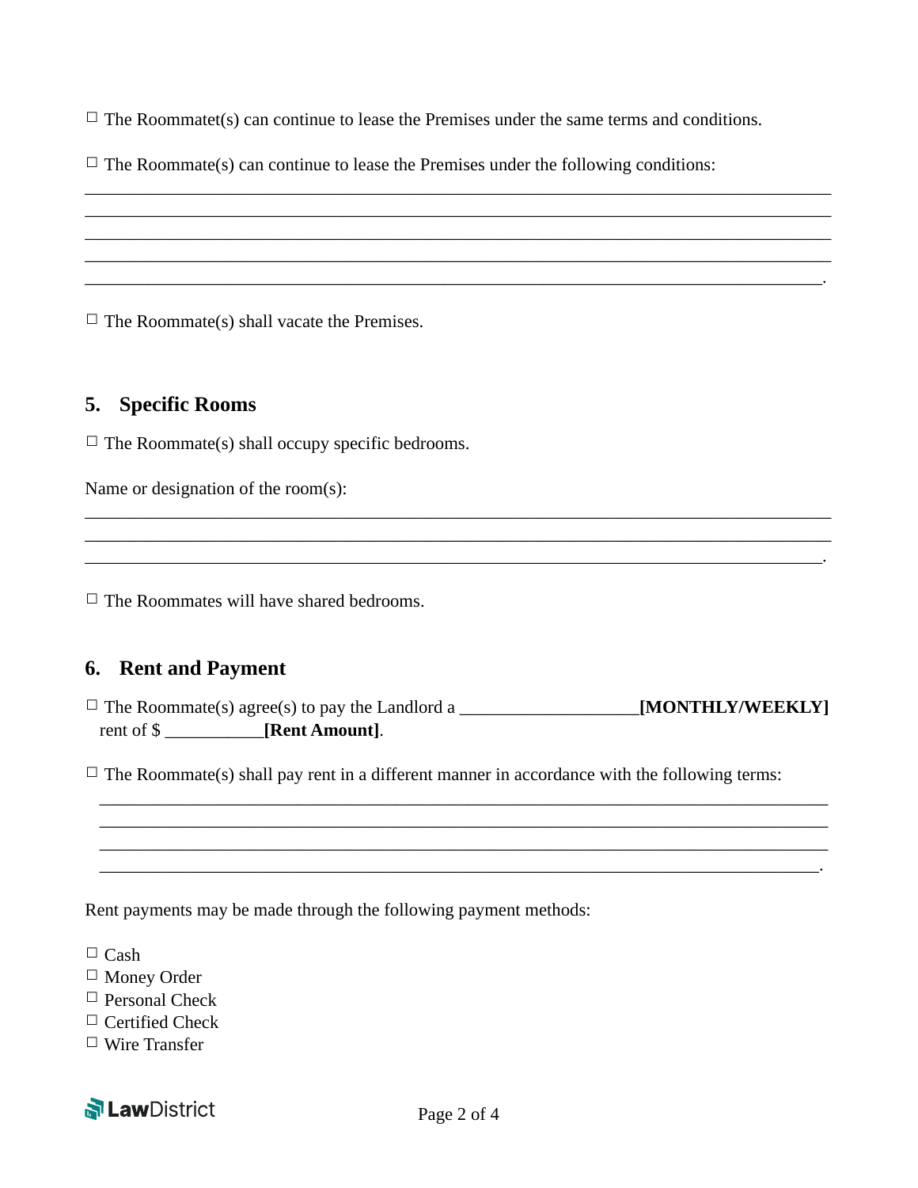☐ The Roommatet(s) can continue to lease the Premises under the same terms and conditions.

☐ The Roommate(s) can continue to lease the Premises under the following conditions:
_____________________________________________________________________________
_____________________________________________________________________________
_____________________________________________________________________________
_____________________________________________________________________________
____________________________________________________________________________.

☐ The Roommate(s) shall vacate the Premises.

## 5. Specific Rooms

☐ The Roommate(s) shall occupy specific bedrooms.

Name or designation of the room(s):
_____________________________________________________________________________
_____________________________________________________________________________
____________________________________________________________________________.

☐ The Roommates will have shared bedrooms.

## 6. Rent and Payment

☐ The Roommate(s) agree(s) to pay the Landlord a ___________________**[MONTHLY/WEEKLY]** rent of $ ___________**[Rent Amount]**.

☐ The Roommate(s) shall pay rent in a different manner in accordance with the following terms:
_____________________________________________________________________________
_____________________________________________________________________________
_____________________________________________________________________________
____________________________________________________________________________.

Rent payments may be made through the following payment methods:

☐ Cash
☐ Money Order
☐ Personal Check
☐ Certified Check
☐ Wire Transfer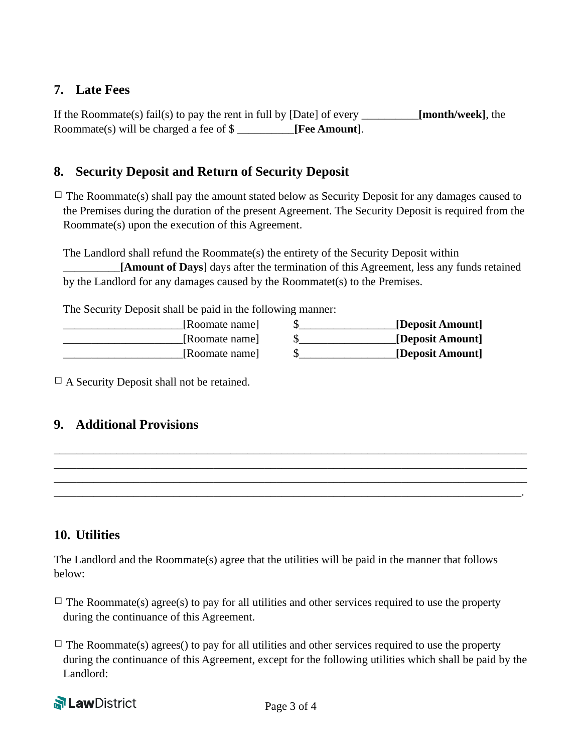## 7. Late Fees

If the Roommate(s) fail(s) to pay the rent in full by [Date] of every __________**[month/week]**, the Roommate(s) will be charged a fee of $ __________**[Fee Amount]**.

## 8. Security Deposit and Return of Security Deposit

☐ The Roommate(s) shall pay the amount stated below as Security Deposit for any damages caused to the Premises during the duration of the present Agreement. The Security Deposit is required from the Roommate(s) upon the execution of this Agreement.

The Landlord shall refund the Roommate(s) the entirety of the Security Deposit within __________**[Amount of Days**] days after the termination of this Agreement, less any funds retained by the Landlord for any damages caused by the Roommatet(s) to the Premises.

The Security Deposit shall be paid in the following manner:

_____________________[Roomate name] $_________________**[Deposit Amount]**
_____________________[Roomate name] $_________________**[Deposit Amount]**
_____________________[Roomate name] $_________________**[Deposit Amount]**

☐ A Security Deposit shall not be retained.

## 9. Additional Provisions

_______________________________________________________________________________
_______________________________________________________________________________
_______________________________________________________________________________
______________________________________________________________________________.

## 10. Utilities

The Landlord and the Roommate(s) agree that the utilities will be paid in the manner that follows below:

☐ The Roommate(s) agree(s) to pay for all utilities and other services required to use the property during the continuance of this Agreement.

☐ The Roommate(s) agrees() to pay for all utilities and other services required to use the property during the continuance of this Agreement, except for the following utilities which shall be paid by the Landlord: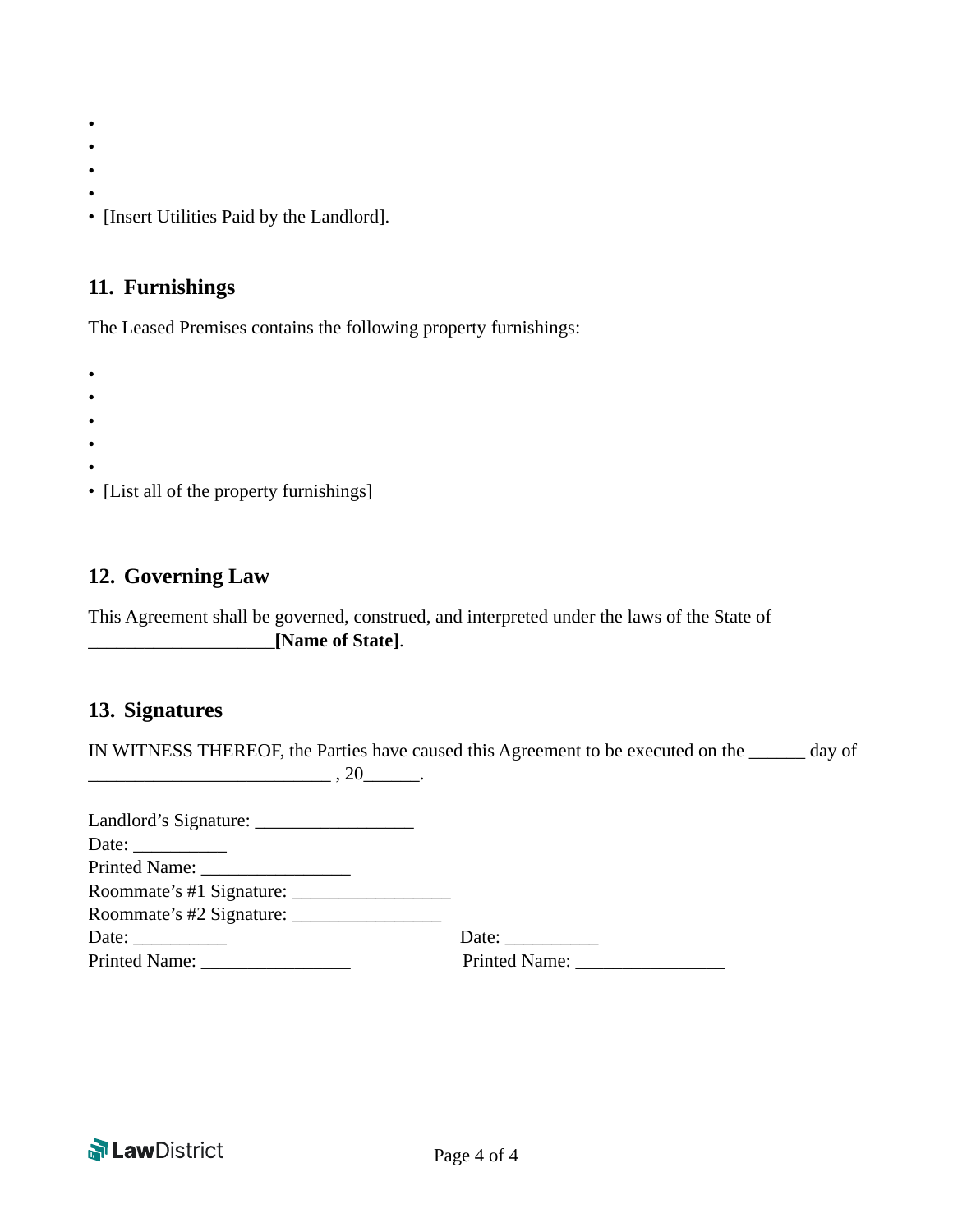- 
- 
- 
- 
- [Insert Utilities Paid by the Landlord].

## 11. Furnishings

The Leased Premises contains the following property furnishings:

- 
- 
- 
- 
- 
- [List all of the property furnishings]

## 12. Governing Law

This Agreement shall be governed, construed, and interpreted under the laws of the State of ____________________**[Name of State]**.

## 13. Signatures

IN WITNESS THEREOF, the Parties have caused this Agreement to be executed on the ______ day of __________________________ , 20______.

Landlord's Signature: _________________
Date: __________
Printed Name: ________________
Roommate's #1 Signature: _________________
Roommate's #2 Signature: ________________
Date: __________
Printed Name: ________________

Date: __________
Printed Name: ________________